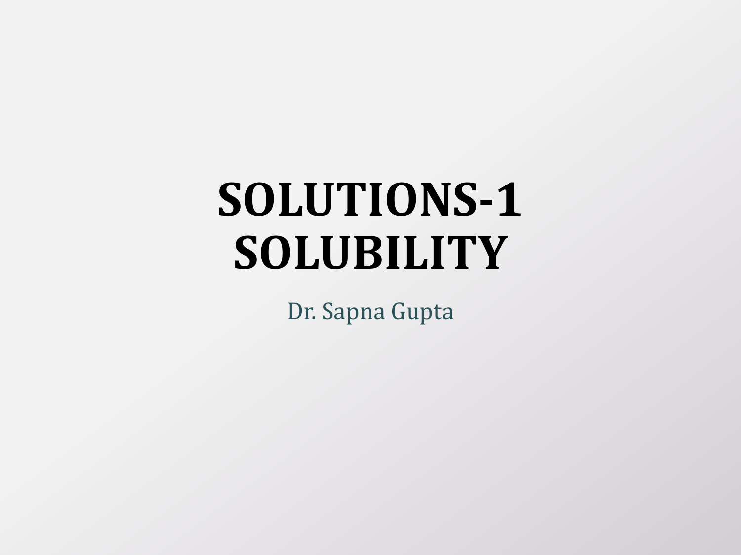# SOLUTIONS-1
# SOLUBILITY

Dr. Sapna Gupta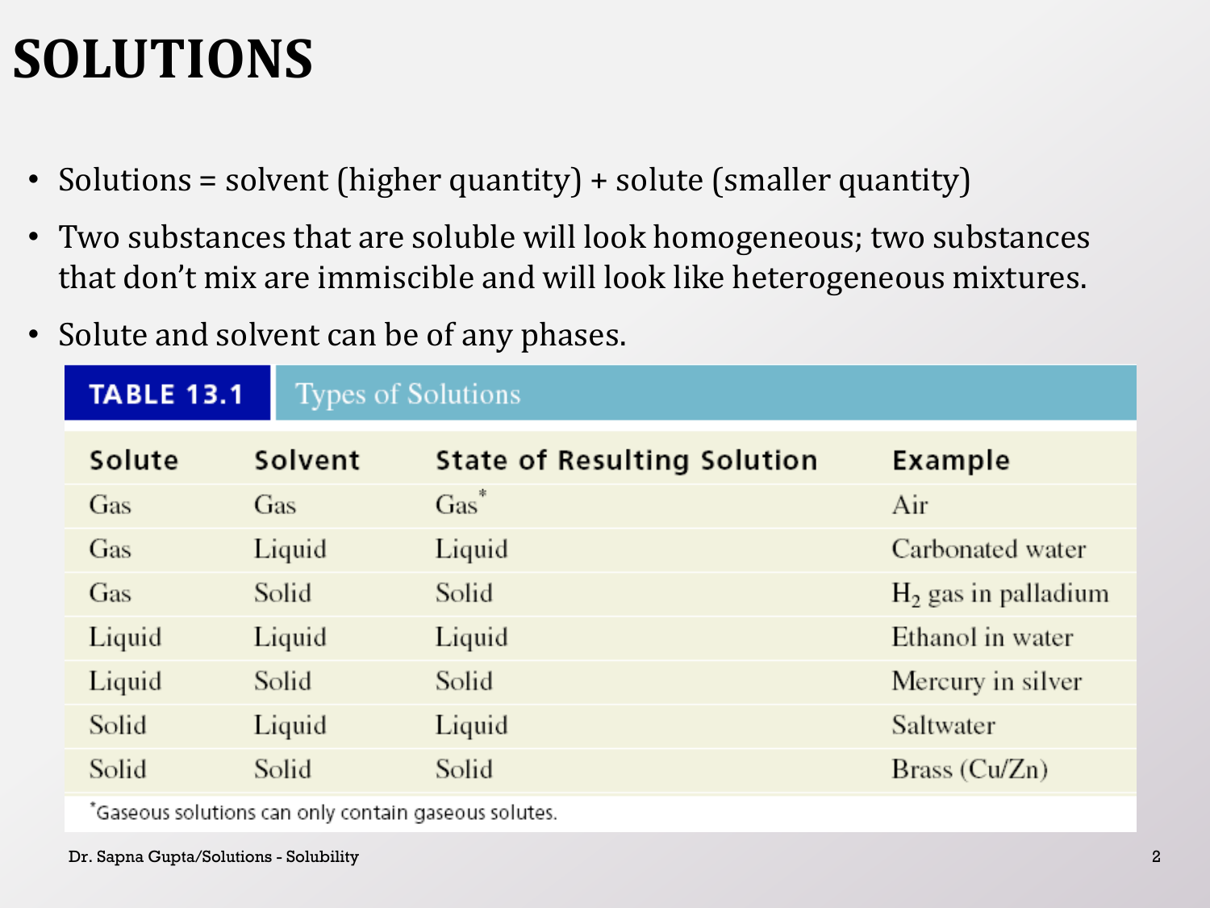# SOLUTIONS

- Solutions = solvent (higher quantity) + solute (smaller quantity)
- Two substances that are soluble will look homogeneous; two substances that don't mix are immiscible and will look like heterogeneous mixtures.
- Solute and solvent can be of any phases.

**TABLE 13.1** Types of Solutions

| Solute | Solvent | State of Resulting Solution | Example |
|---|---|---|---|
| Gas | Gas | Gas* | Air |
| Gas | Liquid | Liquid | Carbonated water |
| Gas | Solid | Solid | $H_2$ gas in palladium |
| Liquid | Liquid | Liquid | Ethanol in water |
| Liquid | Solid | Solid | Mercury in silver |
| Solid | Liquid | Liquid | Saltwater |
| Solid | Solid | Solid | Brass (Cu/Zn) |

*Gaseous solutions can only contain gaseous solutes.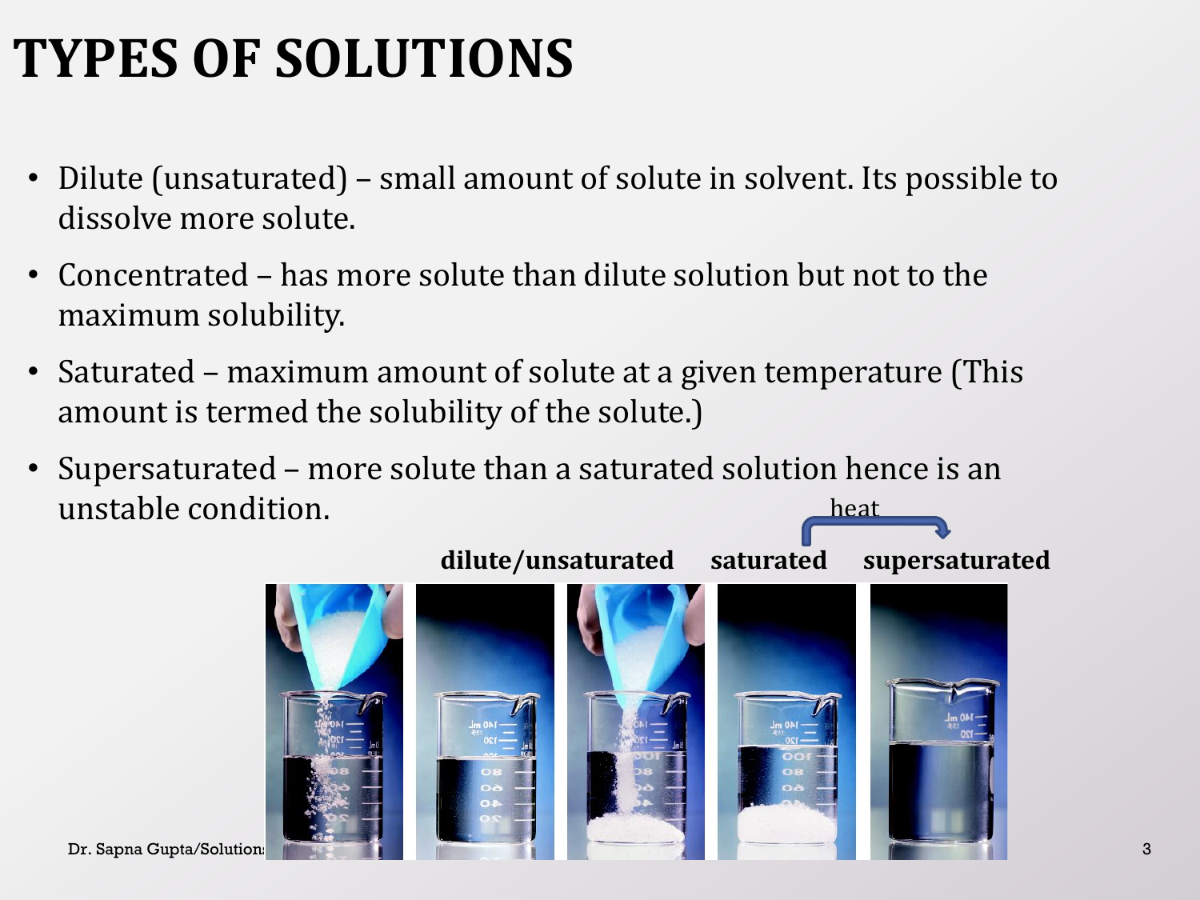# TYPES OF SOLUTIONS

- Dilute (unsaturated) – small amount of solute in solvent. Its possible to dissolve more solute.
- Concentrated – has more solute than dilute solution but not to the maximum solubility.
- Saturated – maximum amount of solute at a given temperature (This amount is termed the solubility of the solute.)
- Supersaturated – more solute than a saturated solution hence is an unstable condition.

heat

**dilute/unsaturated** **saturated** **supersaturated**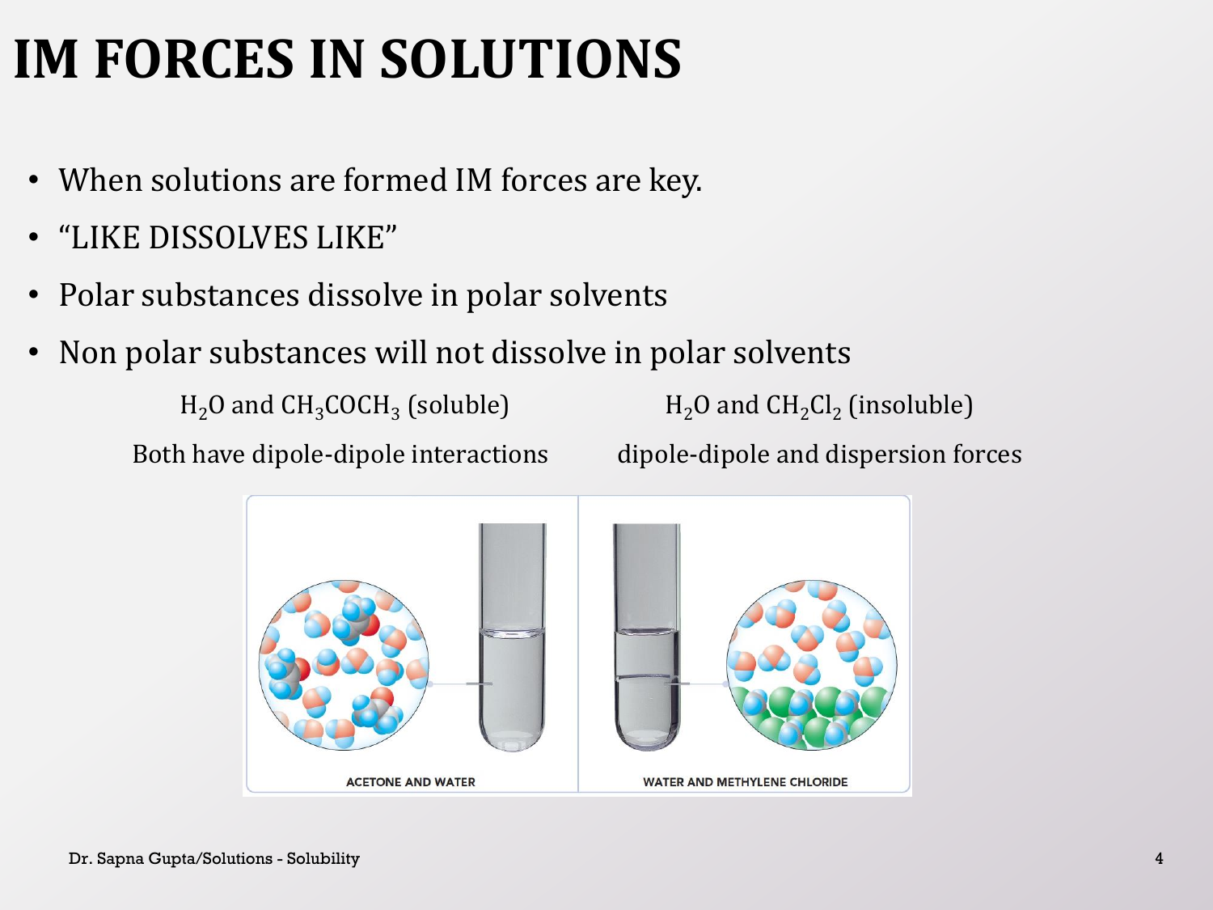# IM FORCES IN SOLUTIONS

- When solutions are formed IM forces are key.
- "LIKE DISSOLVES LIKE"
- Polar substances dissolve in polar solvents
- Non polar substances will not dissolve in polar solvents

$H_2O$ and $CH_3COCH_3$ (soluble)

Both have dipole-dipole interactions

$H_2O$ and $CH_2Cl_2$ (insoluble)

dipole-dipole and dispersion forces

ACETONE AND WATER

WATER AND METHYLENE CHLORIDE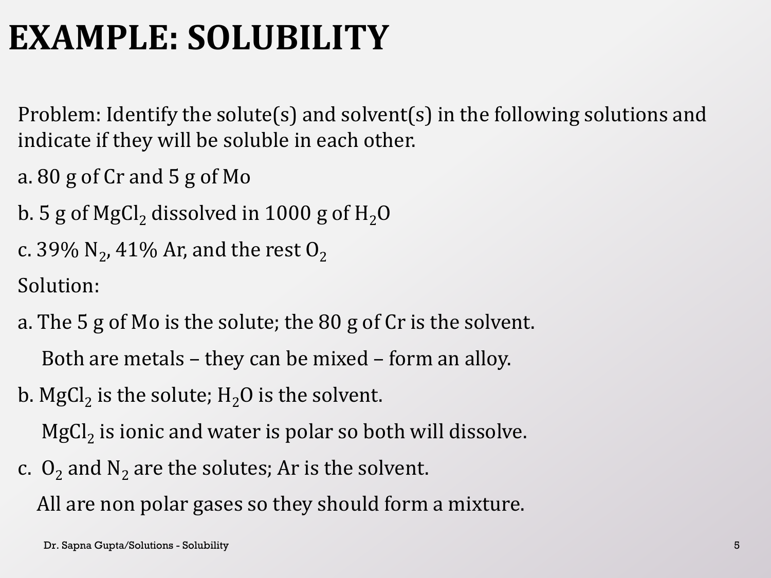# EXAMPLE: SOLUBILITY

Problem: Identify the solute(s) and solvent(s) in the following solutions and indicate if they will be soluble in each other.

a. 80 g of Cr and 5 g of Mo

b. 5 g of $MgCl_2$ dissolved in 1000 g of $H_2O$

c. 39% $N_2$, 41% Ar, and the rest $O_2$

Solution:

a. The 5 g of Mo is the solute; the 80 g of Cr is the solvent.

Both are metals – they can be mixed – form an alloy.

b. $MgCl_2$ is the solute; $H_2O$ is the solvent.

$MgCl_2$ is ionic and water is polar so both will dissolve.

c. $O_2$ and $N_2$ are the solutes; Ar is the solvent.

All are non polar gases so they should form a mixture.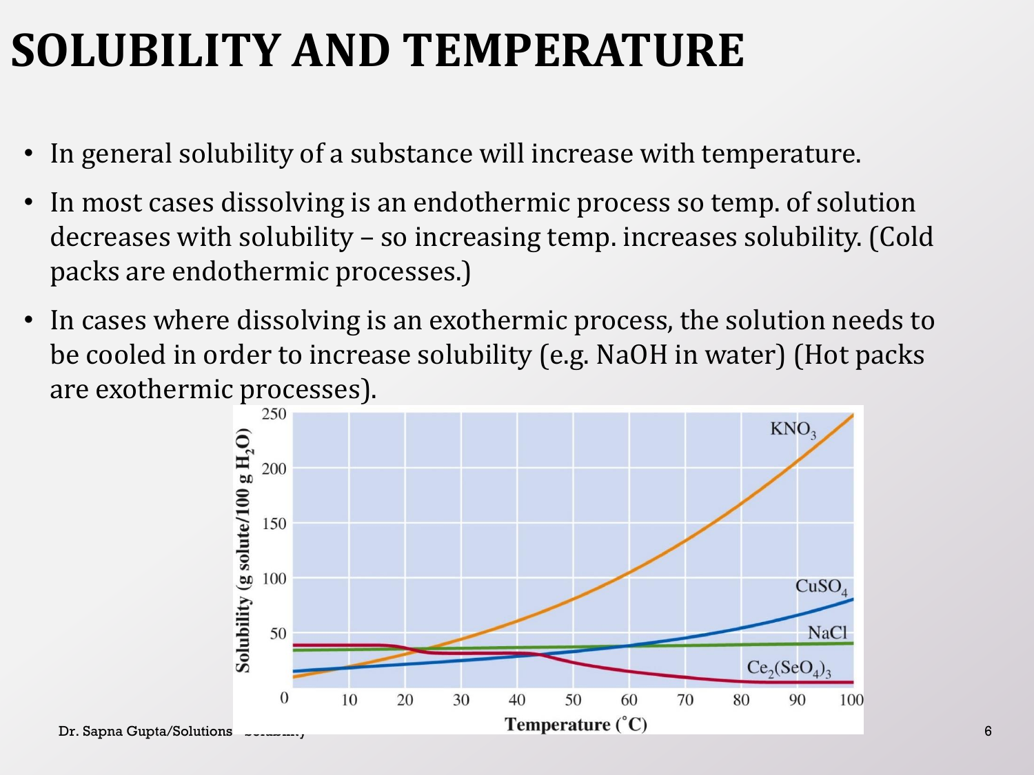# SOLUBILITY AND TEMPERATURE

- In general solubility of a substance will increase with temperature.
- In most cases dissolving is an endothermic process so temp. of solution decreases with solubility – so increasing temp. increases solubility. (Cold packs are endothermic processes.)
- In cases where dissolving is an exothermic process, the solution needs to be cooled in order to increase solubility (e.g. NaOH in water) (Hot packs are exothermic processes).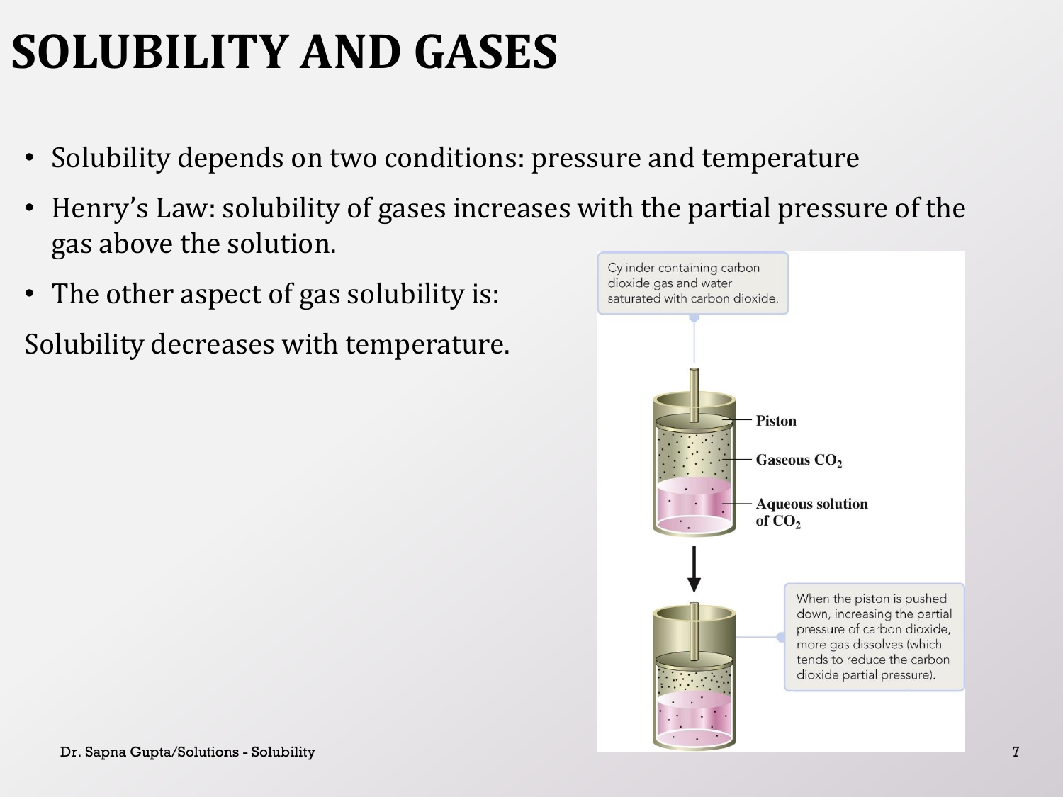# SOLUBILITY AND GASES

- Solubility depends on two conditions: pressure and temperature
- Henry's Law: solubility of gases increases with the partial pressure of the gas above the solution.
- The other aspect of gas solubility is:

Solubility decreases with temperature.

Cylinder containing carbon dioxide gas and water saturated with carbon dioxide.

Piston

Gaseous $CO_2$

Aqueous solution of $CO_2$

When the piston is pushed down, increasing the partial pressure of carbon dioxide, more gas dissolves (which tends to reduce the carbon dioxide partial pressure).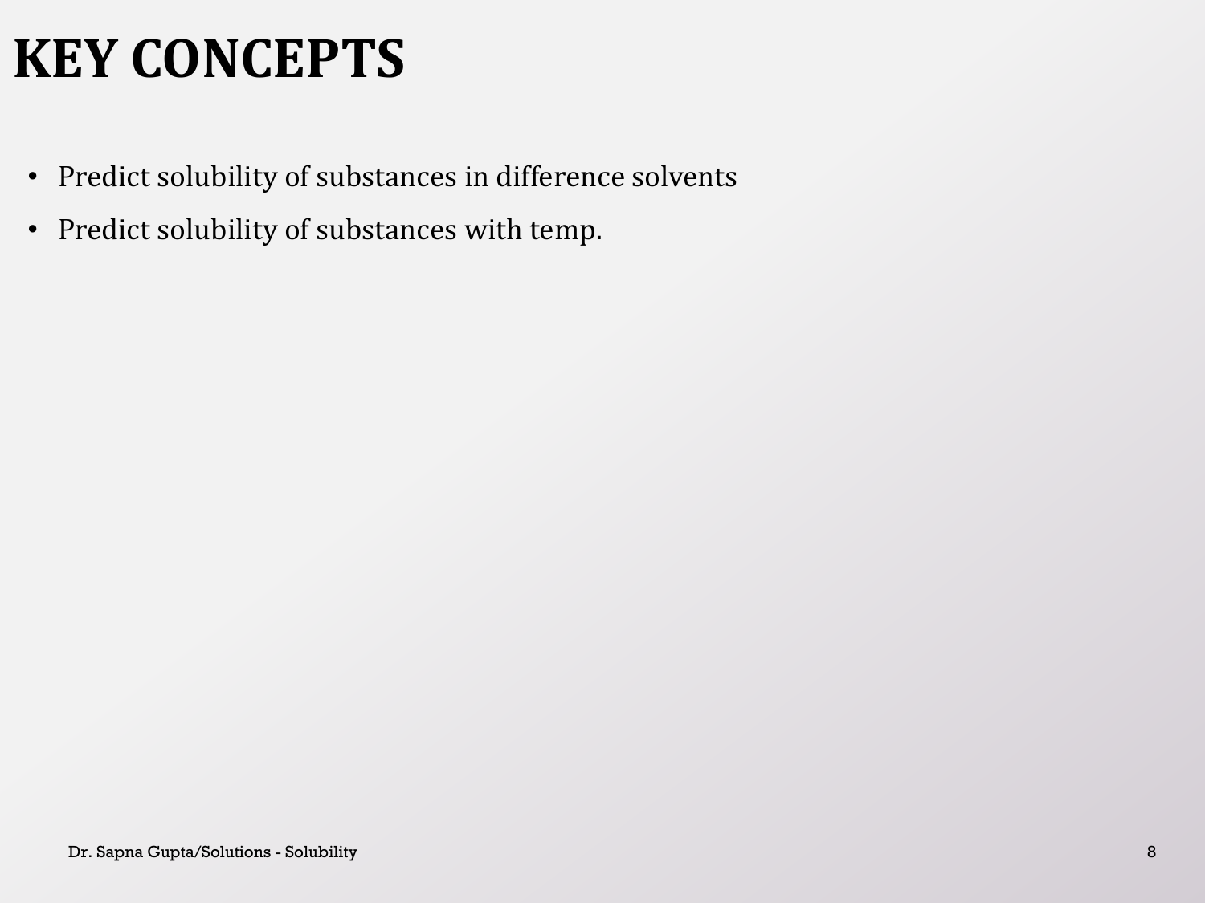# KEY CONCEPTS

- Predict solubility of substances in difference solvents
- Predict solubility of substances with temp.